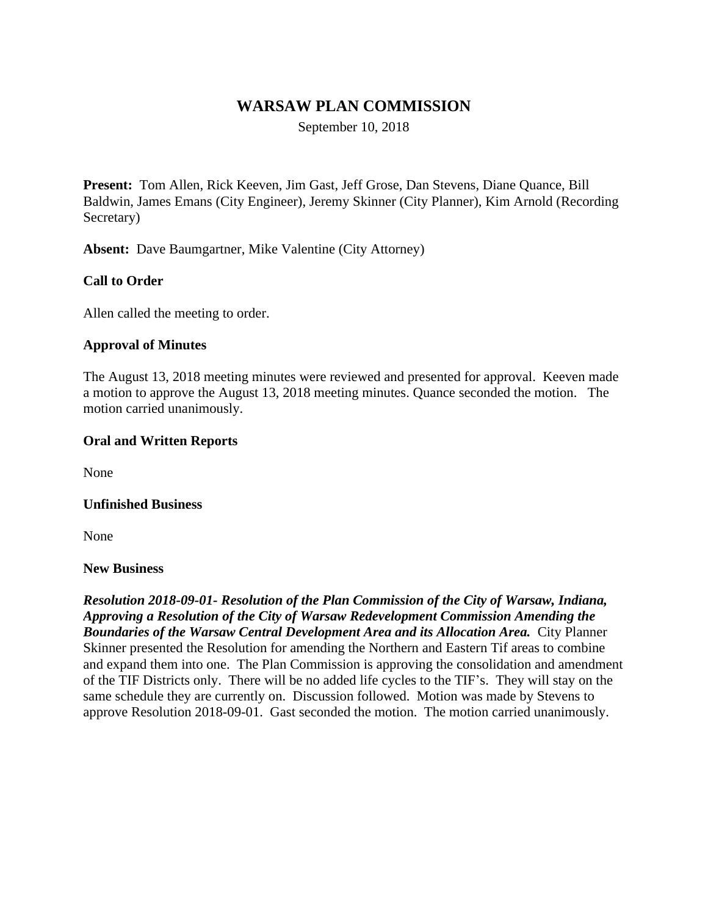# WARSAW PLAN COMMISSION

September 10, 2018

**Present:** Tom Allen, Rick Keeven, Jim Gast, Jeff Grose, Dan Stevens, Diane Quance, Bill Baldwin, James Emans (City Engineer), Jeremy Skinner (City Planner), Kim Arnold (Recording Secretary)

**Absent:** Dave Baumgartner, Mike Valentine (City Attorney)

**Call to Order**

Allen called the meeting to order.

**Approval of Minutes**

The August 13, 2018 meeting minutes were reviewed and presented for approval. Keeven made a motion to approve the August 13, 2018 meeting minutes. Quance seconded the motion. The motion carried unanimously.

**Oral and Written Reports**

None

**Unfinished Business**

None

**New Business**

***Resolution 2018-09-01- Resolution of the Plan Commission of the City of Warsaw, Indiana, Approving a Resolution of the City of Warsaw Redevelopment Commission Amending the Boundaries of the Warsaw Central Development Area and its Allocation Area.*** City Planner Skinner presented the Resolution for amending the Northern and Eastern Tif areas to combine and expand them into one. The Plan Commission is approving the consolidation and amendment of the TIF Districts only. There will be no added life cycles to the TIF's. They will stay on the same schedule they are currently on. Discussion followed. Motion was made by Stevens to approve Resolution 2018-09-01. Gast seconded the motion. The motion carried unanimously.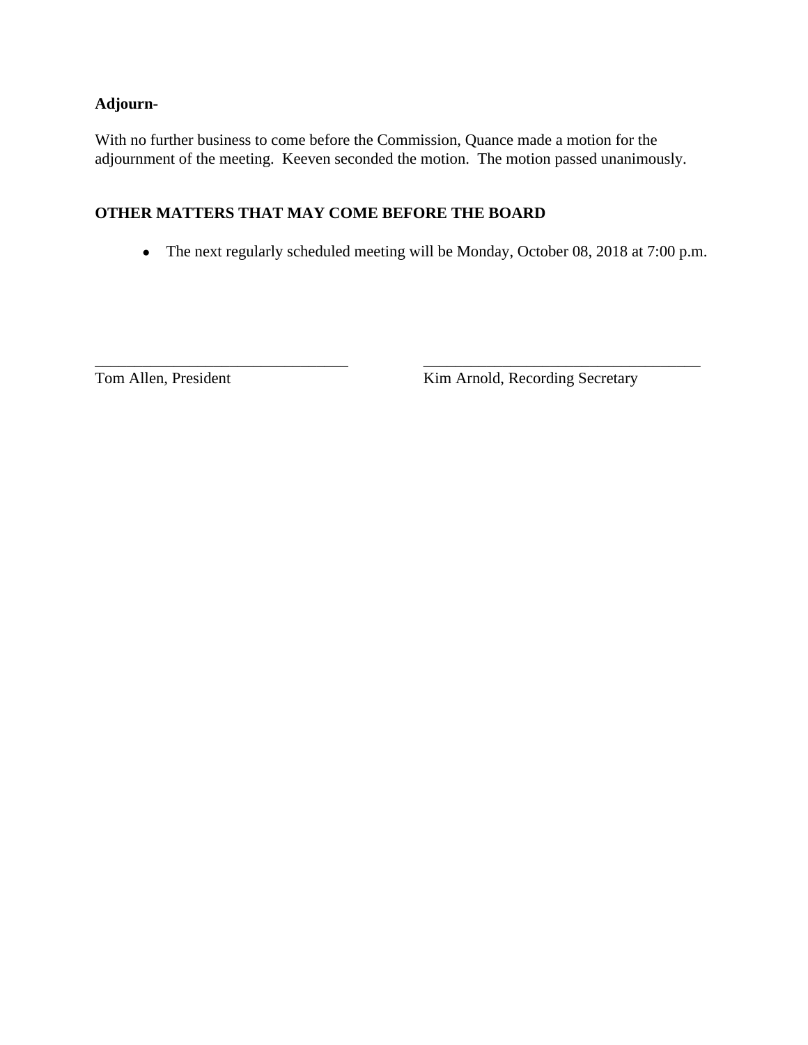**Adjourn-**

With no further business to come before the Commission, Quance made a motion for the adjournment of the meeting. Keeven seconded the motion. The motion passed unanimously.

**OTHER MATTERS THAT MAY COME BEFORE THE BOARD**

- The next regularly scheduled meeting will be Monday, October 08, 2018 at 7:00 p.m.

\_\_\_\_\_\_\_\_\_\_\_\_\_\_\_\_\_\_\_\_\_\_\_\_\_\_\_\_\_\_\_\_\_\_
Tom Allen, President

\_\_\_\_\_\_\_\_\_\_\_\_\_\_\_\_\_\_\_\_\_\_\_\_\_\_\_\_\_\_\_\_\_\_\_\_\_
Kim Arnold, Recording Secretary